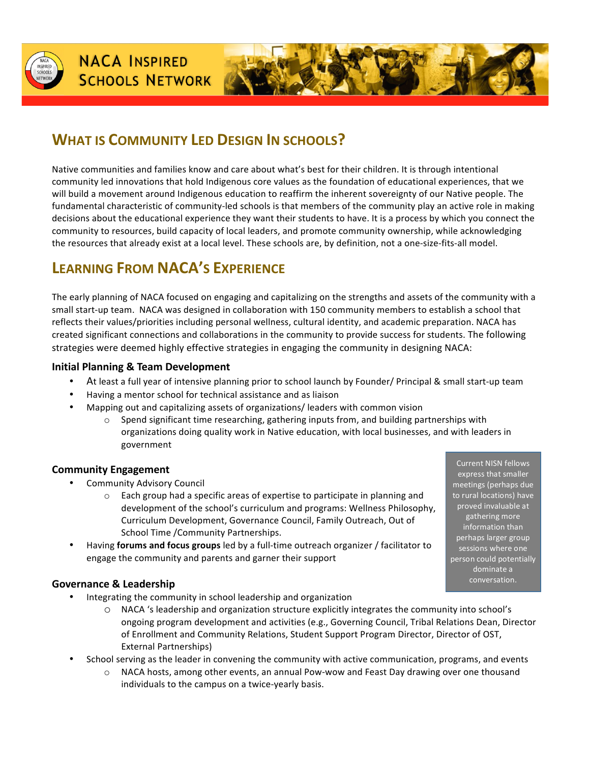# NACA Inspired Schools Network

## What is Community Led Design In schools?

Native communities and families know and care about what's best for their children. It is through intentional community led innovations that hold Indigenous core values as the foundation of educational experiences, that we will build a movement around Indigenous education to reaffirm the inherent sovereignty of our Native people. The fundamental characteristic of community-led schools is that members of the community play an active role in making decisions about the educational experience they want their students to have. It is a process by which you connect the community to resources, build capacity of local leaders, and promote community ownership, while acknowledging the resources that already exist at a local level. These schools are, by definition, not a one-size-fits-all model.

## Learning From NACA's Experience

The early planning of NACA focused on engaging and capitalizing on the strengths and assets of the community with a small start-up team. NACA was designed in collaboration with 150 community members to establish a school that reflects their values/priorities including personal wellness, cultural identity, and academic preparation. NACA has created significant connections and collaborations in the community to provide success for students. The following strategies were deemed highly effective strategies in engaging the community in designing NACA:

### Initial Planning & Team Development

- At least a full year of intensive planning prior to school launch by Founder/ Principal & small start-up team
- Having a mentor school for technical assistance and as liaison
- Mapping out and capitalizing assets of organizations/ leaders with common vision
  - Spend significant time researching, gathering inputs from, and building partnerships with organizations doing quality work in Native education, with local businesses, and with leaders in government

### Community Engagement

- Community Advisory Council
  - Each group had a specific areas of expertise to participate in planning and development of the school's curriculum and programs: Wellness Philosophy, Curriculum Development, Governance Council, Family Outreach, Out of School Time /Community Partnerships.
- Having **forums and focus groups** led by a full-time outreach organizer / facilitator to engage the community and parents and garner their support

> Current NISN fellows express that smaller meetings (perhaps due to rural locations) have proved invaluable at gathering more information than perhaps larger group sessions where one person could potentially dominate a conversation.

### Governance & Leadership

- Integrating the community in school leadership and organization
  - NACA 's leadership and organization structure explicitly integrates the community into school's ongoing program development and activities (e.g., Governing Council, Tribal Relations Dean, Director of Enrollment and Community Relations, Student Support Program Director, Director of OST, External Partnerships)
- School serving as the leader in convening the community with active communication, programs, and events
  - NACA hosts, among other events, an annual Pow-wow and Feast Day drawing over one thousand individuals to the campus on a twice-yearly basis.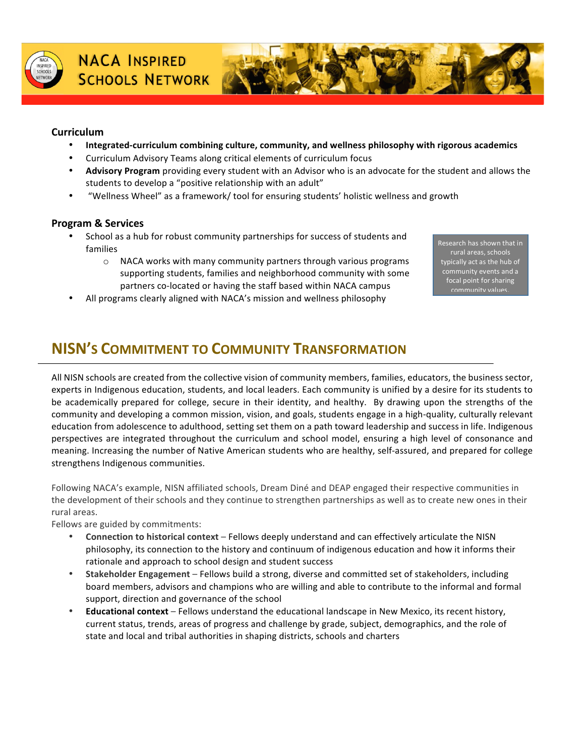## Curriculum

- **Integrated-curriculum combining culture, community, and wellness philosophy with rigorous academics**
- Curriculum Advisory Teams along critical elements of curriculum focus
- **Advisory Program** providing every student with an Advisor who is an advocate for the student and allows the students to develop a "positive relationship with an adult"
- "Wellness Wheel" as a framework/ tool for ensuring students' holistic wellness and growth

## Program & Services

- School as a hub for robust community partnerships for success of students and families
  - NACA works with many community partners through various programs supporting students, families and neighborhood community with some partners co-located or having the staff based within NACA campus
- All programs clearly aligned with NACA's mission and wellness philosophy

Research has shown that in rural areas, schools typically act as the hub of community events and a focal point for sharing community values.

# NISN's Commitment to Community Transformation

All NISN schools are created from the collective vision of community members, families, educators, the business sector, experts in Indigenous education, students, and local leaders. Each community is unified by a desire for its students to be academically prepared for college, secure in their identity, and healthy. By drawing upon the strengths of the community and developing a common mission, vision, and goals, students engage in a high-quality, culturally relevant education from adolescence to adulthood, setting set them on a path toward leadership and success in life. Indigenous perspectives are integrated throughout the curriculum and school model, ensuring a high level of consonance and meaning. Increasing the number of Native American students who are healthy, self-assured, and prepared for college strengthens Indigenous communities.

Following NACA's example, NISN affiliated schools, Dream Diné and DEAP engaged their respective communities in the development of their schools and they continue to strengthen partnerships as well as to create new ones in their rural areas.

Fellows are guided by commitments:

- **Connection to historical context** – Fellows deeply understand and can effectively articulate the NISN philosophy, its connection to the history and continuum of indigenous education and how it informs their rationale and approach to school design and student success
- **Stakeholder Engagement** – Fellows build a strong, diverse and committed set of stakeholders, including board members, advisors and champions who are willing and able to contribute to the informal and formal support, direction and governance of the school
- **Educational context** – Fellows understand the educational landscape in New Mexico, its recent history, current status, trends, areas of progress and challenge by grade, subject, demographics, and the role of state and local and tribal authorities in shaping districts, schools and charters